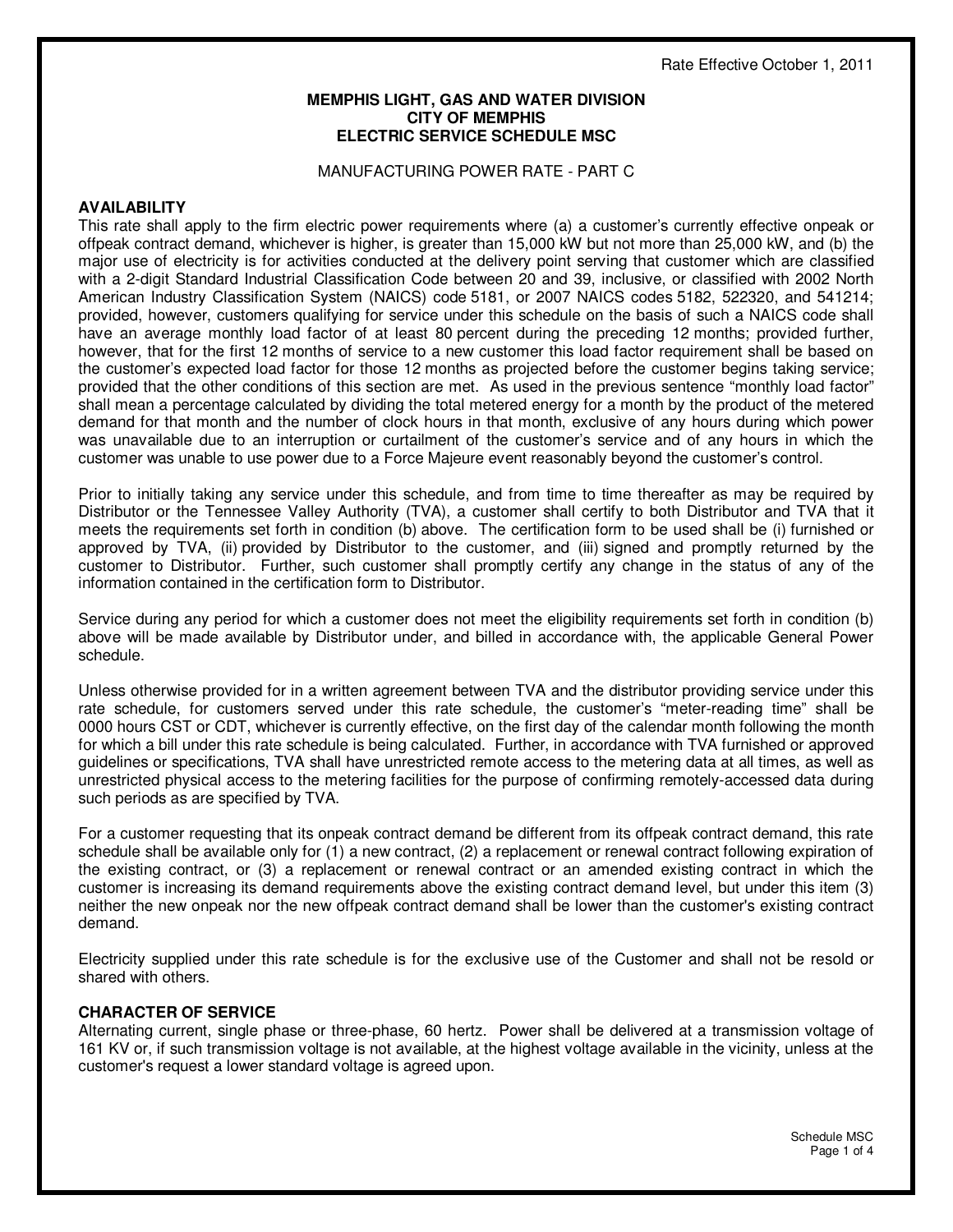Rate Effective October 1, 2011

**MEMPHIS LIGHT, GAS AND WATER DIVISION**
**CITY OF MEMPHIS**
**ELECTRIC SERVICE SCHEDULE MSC**

MANUFACTURING POWER RATE - PART C

## AVAILABILITY

This rate shall apply to the firm electric power requirements where (a) a customer's currently effective onpeak or offpeak contract demand, whichever is higher, is greater than 15,000 kW but not more than 25,000 kW, and (b) the major use of electricity is for activities conducted at the delivery point serving that customer which are classified with a 2-digit Standard Industrial Classification Code between 20 and 39, inclusive, or classified with 2002 North American Industry Classification System (NAICS) code 5181, or 2007 NAICS codes 5182, 522320, and 541214; provided, however, customers qualifying for service under this schedule on the basis of such a NAICS code shall have an average monthly load factor of at least 80 percent during the preceding 12 months; provided further, however, that for the first 12 months of service to a new customer this load factor requirement shall be based on the customer's expected load factor for those 12 months as projected before the customer begins taking service; provided that the other conditions of this section are met. As used in the previous sentence "monthly load factor" shall mean a percentage calculated by dividing the total metered energy for a month by the product of the metered demand for that month and the number of clock hours in that month, exclusive of any hours during which power was unavailable due to an interruption or curtailment of the customer's service and of any hours in which the customer was unable to use power due to a Force Majeure event reasonably beyond the customer's control.

Prior to initially taking any service under this schedule, and from time to time thereafter as may be required by Distributor or the Tennessee Valley Authority (TVA), a customer shall certify to both Distributor and TVA that it meets the requirements set forth in condition (b) above. The certification form to be used shall be (i) furnished or approved by TVA, (ii) provided by Distributor to the customer, and (iii) signed and promptly returned by the customer to Distributor. Further, such customer shall promptly certify any change in the status of any of the information contained in the certification form to Distributor.

Service during any period for which a customer does not meet the eligibility requirements set forth in condition (b) above will be made available by Distributor under, and billed in accordance with, the applicable General Power schedule.

Unless otherwise provided for in a written agreement between TVA and the distributor providing service under this rate schedule, for customers served under this rate schedule, the customer's "meter-reading time" shall be 0000 hours CST or CDT, whichever is currently effective, on the first day of the calendar month following the month for which a bill under this rate schedule is being calculated. Further, in accordance with TVA furnished or approved guidelines or specifications, TVA shall have unrestricted remote access to the metering data at all times, as well as unrestricted physical access to the metering facilities for the purpose of confirming remotely-accessed data during such periods as are specified by TVA.

For a customer requesting that its onpeak contract demand be different from its offpeak contract demand, this rate schedule shall be available only for (1) a new contract, (2) a replacement or renewal contract following expiration of the existing contract, or (3) a replacement or renewal contract or an amended existing contract in which the customer is increasing its demand requirements above the existing contract demand level, but under this item (3) neither the new onpeak nor the new offpeak contract demand shall be lower than the customer's existing contract demand.

Electricity supplied under this rate schedule is for the exclusive use of the Customer and shall not be resold or shared with others.

## CHARACTER OF SERVICE

Alternating current, single phase or three-phase, 60 hertz. Power shall be delivered at a transmission voltage of 161 KV or, if such transmission voltage is not available, at the highest voltage available in the vicinity, unless at the customer's request a lower standard voltage is agreed upon.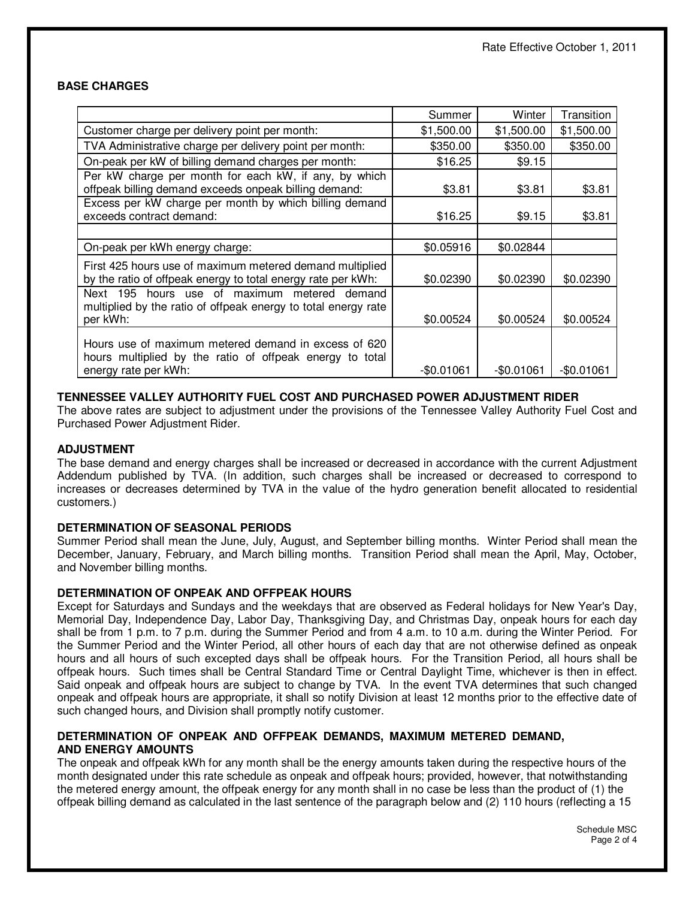Rate Effective October 1, 2011

**BASE CHARGES**

| | Summer | Winter | Transition |
|---|---|---|---|
| Customer charge per delivery point per month: | $1,500.00 | $1,500.00 | $1,500.00 |
| TVA Administrative charge per delivery point per month: | $350.00 | $350.00 | $350.00 |
| On-peak per kW of billing demand charges per month: | $16.25 | $9.15 | |
| Per kW charge per month for each kW, if any, by which offpeak billing demand exceeds onpeak billing demand: | $3.81 | $3.81 | $3.81 |
| Excess per kW charge per month by which billing demand exceeds contract demand: | $16.25 | $9.15 | $3.81 |
| | | | |
| On-peak per kWh energy charge: | $0.05916 | $0.02844 | |
| First 425 hours use of maximum metered demand multiplied by the ratio of offpeak energy to total energy rate per kWh: | $0.02390 | $0.02390 | $0.02390 |
| Next 195 hours use of maximum metered demand multiplied by the ratio of offpeak energy to total energy rate per kWh: | $0.00524 | $0.00524 | $0.00524 |
| Hours use of maximum metered demand in excess of 620 hours multiplied by the ratio of offpeak energy to total energy rate per kWh: | -$0.01061 | -$0.01061 | -$0.01061 |

**TENNESSEE VALLEY AUTHORITY FUEL COST AND PURCHASED POWER ADJUSTMENT RIDER**

The above rates are subject to adjustment under the provisions of the Tennessee Valley Authority Fuel Cost and Purchased Power Adjustment Rider.

**ADJUSTMENT**

The base demand and energy charges shall be increased or decreased in accordance with the current Adjustment Addendum published by TVA. (In addition, such charges shall be increased or decreased to correspond to increases or decreases determined by TVA in the value of the hydro generation benefit allocated to residential customers.)

**DETERMINATION OF SEASONAL PERIODS**

Summer Period shall mean the June, July, August, and September billing months. Winter Period shall mean the December, January, February, and March billing months. Transition Period shall mean the April, May, October, and November billing months.

**DETERMINATION OF ONPEAK AND OFFPEAK HOURS**

Except for Saturdays and Sundays and the weekdays that are observed as Federal holidays for New Year's Day, Memorial Day, Independence Day, Labor Day, Thanksgiving Day, and Christmas Day, onpeak hours for each day shall be from 1 p.m. to 7 p.m. during the Summer Period and from 4 a.m. to 10 a.m. during the Winter Period. For the Summer Period and the Winter Period, all other hours of each day that are not otherwise defined as onpeak hours and all hours of such excepted days shall be offpeak hours. For the Transition Period, all hours shall be offpeak hours. Such times shall be Central Standard Time or Central Daylight Time, whichever is then in effect. Said onpeak and offpeak hours are subject to change by TVA. In the event TVA determines that such changed onpeak and offpeak hours are appropriate, it shall so notify Division at least 12 months prior to the effective date of such changed hours, and Division shall promptly notify customer.

**DETERMINATION OF ONPEAK AND OFFPEAK DEMANDS, MAXIMUM METERED DEMAND, AND ENERGY AMOUNTS**

The onpeak and offpeak kWh for any month shall be the energy amounts taken during the respective hours of the month designated under this rate schedule as onpeak and offpeak hours; provided, however, that notwithstanding the metered energy amount, the offpeak energy for any month shall in no case be less than the product of (1) the offpeak billing demand as calculated in the last sentence of the paragraph below and (2) 110 hours (reflecting a 15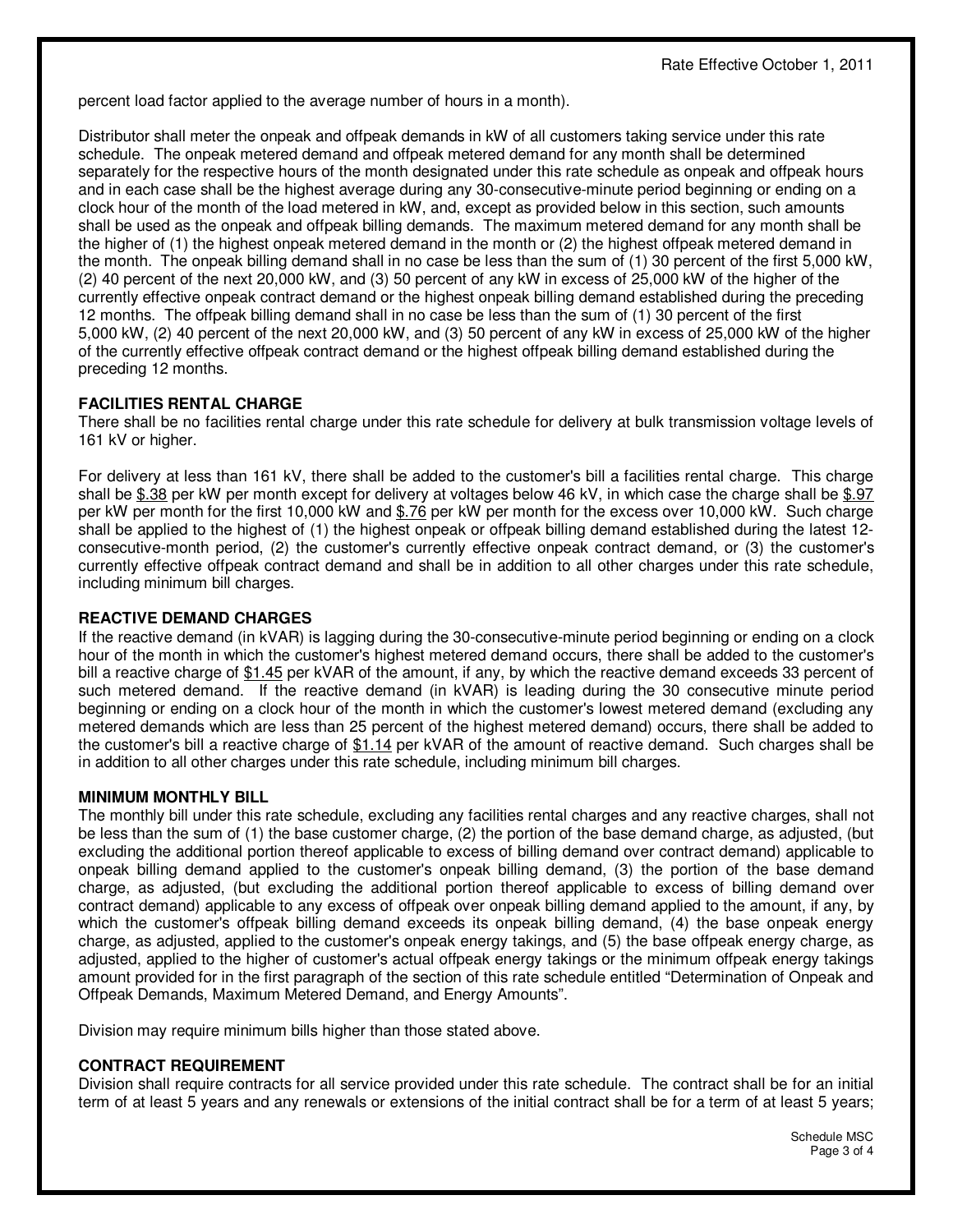percent load factor applied to the average number of hours in a month).

Distributor shall meter the onpeak and offpeak demands in kW of all customers taking service under this rate schedule. The onpeak metered demand and offpeak metered demand for any month shall be determined separately for the respective hours of the month designated under this rate schedule as onpeak and offpeak hours and in each case shall be the highest average during any 30-consecutive-minute period beginning or ending on a clock hour of the month of the load metered in kW, and, except as provided below in this section, such amounts shall be used as the onpeak and offpeak billing demands. The maximum metered demand for any month shall be the higher of (1) the highest onpeak metered demand in the month or (2) the highest offpeak metered demand in the month. The onpeak billing demand shall in no case be less than the sum of (1) 30 percent of the first 5,000 kW, (2) 40 percent of the next 20,000 kW, and (3) 50 percent of any kW in excess of 25,000 kW of the higher of the currently effective onpeak contract demand or the highest onpeak billing demand established during the preceding 12 months. The offpeak billing demand shall in no case be less than the sum of (1) 30 percent of the first 5,000 kW, (2) 40 percent of the next 20,000 kW, and (3) 50 percent of any kW in excess of 25,000 kW of the higher of the currently effective offpeak contract demand or the highest offpeak billing demand established during the preceding 12 months.

**FACILITIES RENTAL CHARGE**

There shall be no facilities rental charge under this rate schedule for delivery at bulk transmission voltage levels of 161 kV or higher.

For delivery at less than 161 kV, there shall be added to the customer's bill a facilities rental charge. This charge shall be $.38 per kW per month except for delivery at voltages below 46 kV, in which case the charge shall be $.97 per kW per month for the first 10,000 kW and $.76 per kW per month for the excess over 10,000 kW. Such charge shall be applied to the highest of (1) the highest onpeak or offpeak billing demand established during the latest 12-consecutive-month period, (2) the customer's currently effective onpeak contract demand, or (3) the customer's currently effective offpeak contract demand and shall be in addition to all other charges under this rate schedule, including minimum bill charges.

**REACTIVE DEMAND CHARGES**

If the reactive demand (in kVAR) is lagging during the 30-consecutive-minute period beginning or ending on a clock hour of the month in which the customer's highest metered demand occurs, there shall be added to the customer's bill a reactive charge of $1.45 per kVAR of the amount, if any, by which the reactive demand exceeds 33 percent of such metered demand. If the reactive demand (in kVAR) is leading during the 30 consecutive minute period beginning or ending on a clock hour of the month in which the customer's lowest metered demand (excluding any metered demands which are less than 25 percent of the highest metered demand) occurs, there shall be added to the customer's bill a reactive charge of $1.14 per kVAR of the amount of reactive demand. Such charges shall be in addition to all other charges under this rate schedule, including minimum bill charges.

**MINIMUM MONTHLY BILL**

The monthly bill under this rate schedule, excluding any facilities rental charges and any reactive charges, shall not be less than the sum of (1) the base customer charge, (2) the portion of the base demand charge, as adjusted, (but excluding the additional portion thereof applicable to excess of billing demand over contract demand) applicable to onpeak billing demand applied to the customer's onpeak billing demand, (3) the portion of the base demand charge, as adjusted, (but excluding the additional portion thereof applicable to excess of billing demand over contract demand) applicable to any excess of offpeak over onpeak billing demand applied to the amount, if any, by which the customer's offpeak billing demand exceeds its onpeak billing demand, (4) the base onpeak energy charge, as adjusted, applied to the customer's onpeak energy takings, and (5) the base offpeak energy charge, as adjusted, applied to the higher of customer's actual offpeak energy takings or the minimum offpeak energy takings amount provided for in the first paragraph of the section of this rate schedule entitled "Determination of Onpeak and Offpeak Demands, Maximum Metered Demand, and Energy Amounts".

Division may require minimum bills higher than those stated above.

**CONTRACT REQUIREMENT**

Division shall require contracts for all service provided under this rate schedule. The contract shall be for an initial term of at least 5 years and any renewals or extensions of the initial contract shall be for a term of at least 5 years;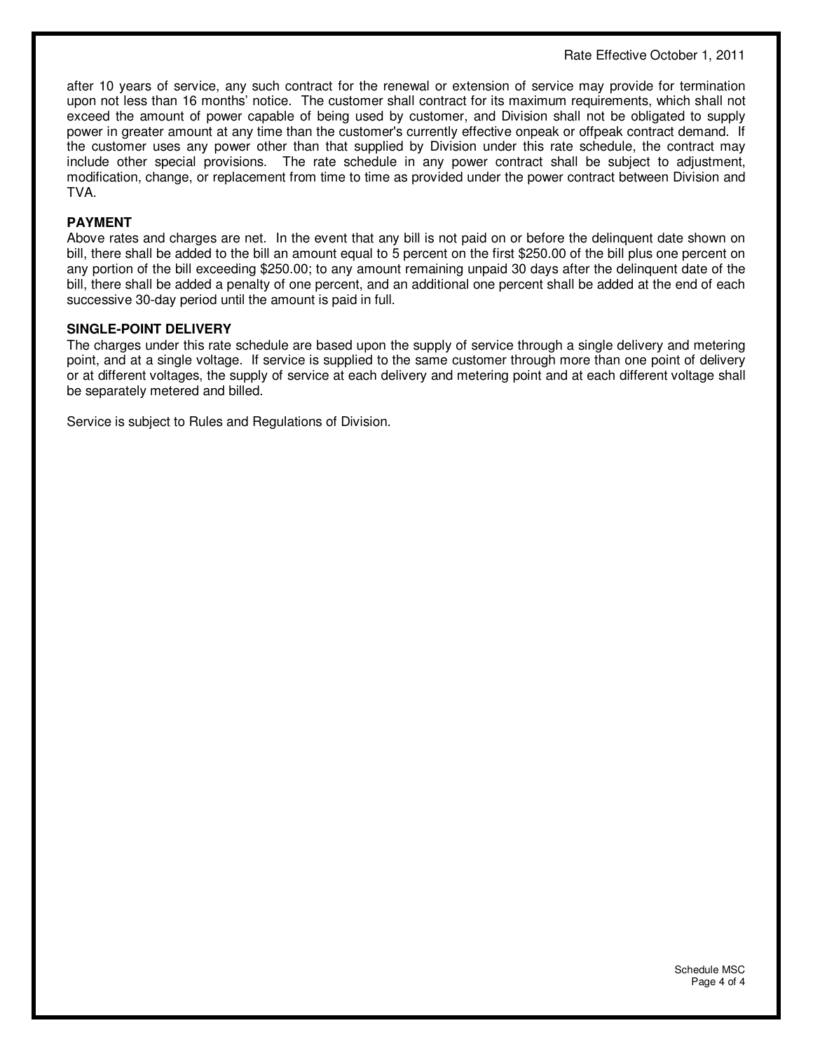after 10 years of service, any such contract for the renewal or extension of service may provide for termination upon not less than 16 months' notice. The customer shall contract for its maximum requirements, which shall not exceed the amount of power capable of being used by customer, and Division shall not be obligated to supply power in greater amount at any time than the customer's currently effective onpeak or offpeak contract demand. If the customer uses any power other than that supplied by Division under this rate schedule, the contract may include other special provisions. The rate schedule in any power contract shall be subject to adjustment, modification, change, or replacement from time to time as provided under the power contract between Division and TVA.

**PAYMENT**

Above rates and charges are net. In the event that any bill is not paid on or before the delinquent date shown on bill, there shall be added to the bill an amount equal to 5 percent on the first $250.00 of the bill plus one percent on any portion of the bill exceeding $250.00; to any amount remaining unpaid 30 days after the delinquent date of the bill, there shall be added a penalty of one percent, and an additional one percent shall be added at the end of each successive 30-day period until the amount is paid in full.

**SINGLE-POINT DELIVERY**

The charges under this rate schedule are based upon the supply of service through a single delivery and metering point, and at a single voltage. If service is supplied to the same customer through more than one point of delivery or at different voltages, the supply of service at each delivery and metering point and at each different voltage shall be separately metered and billed.

Service is subject to Rules and Regulations of Division.